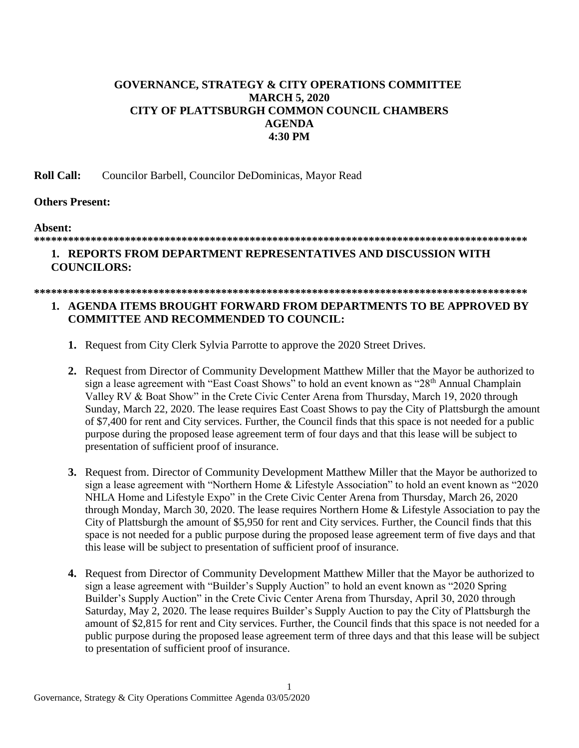# GOVERNANCE, STRATEGY & CITY OPERATIONS COMMITTEE
## MARCH 5, 2020
## CITY OF PLATTSBURGH COMMON COUNCIL CHAMBERS
## AGENDA
## 4:30 PM

**Roll Call:** Councilor Barbell, Councilor DeDominicas, Mayor Read

**Others Present:**

**Absent:**

*****************************************************************************************

**1. REPORTS FROM DEPARTMENT REPRESENTATIVES AND DISCUSSION WITH COUNCILORS:**

*****************************************************************************************

**1. AGENDA ITEMS BROUGHT FORWARD FROM DEPARTMENTS TO BE APPROVED BY COMMITTEE AND RECOMMENDED TO COUNCIL:**

1. Request from City Clerk Sylvia Parrotte to approve the 2020 Street Drives.

2. Request from Director of Community Development Matthew Miller that the Mayor be authorized to sign a lease agreement with "East Coast Shows" to hold an event known as "28th Annual Champlain Valley RV & Boat Show" in the Crete Civic Center Arena from Thursday, March 19, 2020 through Sunday, March 22, 2020. The lease requires East Coast Shows to pay the City of Plattsburgh the amount of $7,400 for rent and City services. Further, the Council finds that this space is not needed for a public purpose during the proposed lease agreement term of four days and that this lease will be subject to presentation of sufficient proof of insurance.

3. Request from. Director of Community Development Matthew Miller that the Mayor be authorized to sign a lease agreement with "Northern Home & Lifestyle Association" to hold an event known as "2020 NHLA Home and Lifestyle Expo" in the Crete Civic Center Arena from Thursday, March 26, 2020 through Monday, March 30, 2020. The lease requires Northern Home & Lifestyle Association to pay the City of Plattsburgh the amount of $5,950 for rent and City services. Further, the Council finds that this space is not needed for a public purpose during the proposed lease agreement term of five days and that this lease will be subject to presentation of sufficient proof of insurance.

4. Request from Director of Community Development Matthew Miller that the Mayor be authorized to sign a lease agreement with "Builder's Supply Auction" to hold an event known as "2020 Spring Builder's Supply Auction" in the Crete Civic Center Arena from Thursday, April 30, 2020 through Saturday, May 2, 2020. The lease requires Builder's Supply Auction to pay the City of Plattsburgh the amount of $2,815 for rent and City services. Further, the Council finds that this space is not needed for a public purpose during the proposed lease agreement term of three days and that this lease will be subject to presentation of sufficient proof of insurance.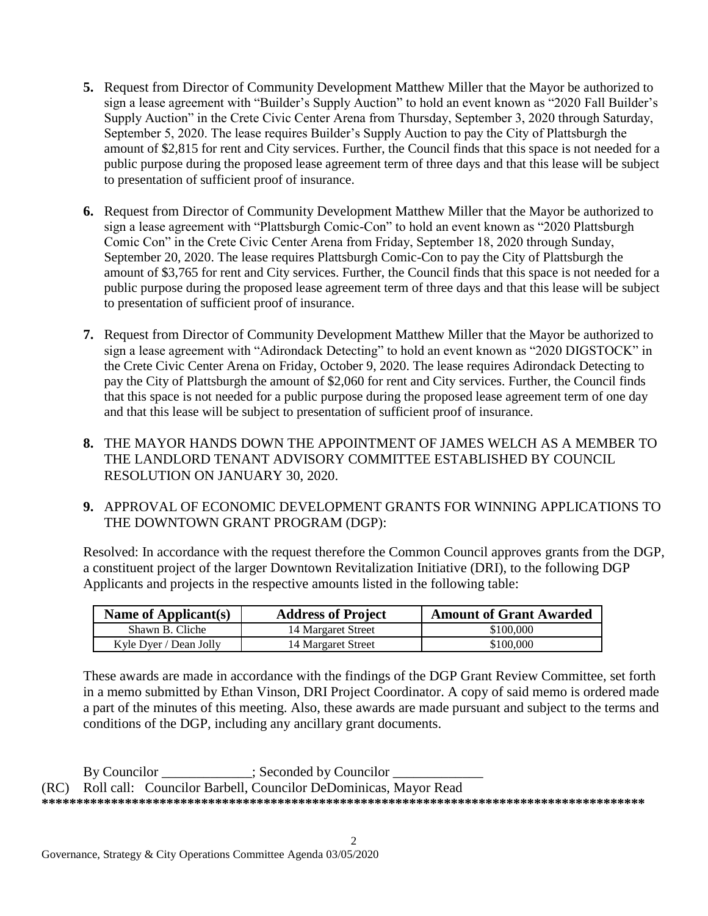5. Request from Director of Community Development Matthew Miller that the Mayor be authorized to sign a lease agreement with "Builder's Supply Auction" to hold an event known as "2020 Fall Builder's Supply Auction" in the Crete Civic Center Arena from Thursday, September 3, 2020 through Saturday, September 5, 2020. The lease requires Builder's Supply Auction to pay the City of Plattsburgh the amount of $2,815 for rent and City services. Further, the Council finds that this space is not needed for a public purpose during the proposed lease agreement term of three days and that this lease will be subject to presentation of sufficient proof of insurance.

6. Request from Director of Community Development Matthew Miller that the Mayor be authorized to sign a lease agreement with "Plattsburgh Comic-Con" to hold an event known as "2020 Plattsburgh Comic Con" in the Crete Civic Center Arena from Friday, September 18, 2020 through Sunday, September 20, 2020. The lease requires Plattsburgh Comic-Con to pay the City of Plattsburgh the amount of $3,765 for rent and City services. Further, the Council finds that this space is not needed for a public purpose during the proposed lease agreement term of three days and that this lease will be subject to presentation of sufficient proof of insurance.

7. Request from Director of Community Development Matthew Miller that the Mayor be authorized to sign a lease agreement with "Adirondack Detecting" to hold an event known as "2020 DIGSTOCK" in the Crete Civic Center Arena on Friday, October 9, 2020. The lease requires Adirondack Detecting to pay the City of Plattsburgh the amount of $2,060 for rent and City services. Further, the Council finds that this space is not needed for a public purpose during the proposed lease agreement term of one day and that this lease will be subject to presentation of sufficient proof of insurance.

8. THE MAYOR HANDS DOWN THE APPOINTMENT OF JAMES WELCH AS A MEMBER TO THE LANDLORD TENANT ADVISORY COMMITTEE ESTABLISHED BY COUNCIL RESOLUTION ON JANUARY 30, 2020.

9. APPROVAL OF ECONOMIC DEVELOPMENT GRANTS FOR WINNING APPLICATIONS TO THE DOWNTOWN GRANT PROGRAM (DGP):

   Resolved: In accordance with the request therefore the Common Council approves grants from the DGP, a constituent project of the larger Downtown Revitalization Initiative (DRI), to the following DGP Applicants and projects in the respective amounts listed in the following table:

| Name of Applicant(s) | Address of Project | Amount of Grant Awarded |
|---|---|---|
| Shawn B. Cliche | 14 Margaret Street | $100,000 |
| Kyle Dyer / Dean Jolly | 14 Margaret Street | $100,000 |

   These awards are made in accordance with the findings of the DGP Grant Review Committee, set forth in a memo submitted by Ethan Vinson, DRI Project Coordinator. A copy of said memo is ordered made a part of the minutes of this meeting. Also, these awards are made pursuant and subject to the terms and conditions of the DGP, including any ancillary grant documents.

By Councilor _____________; Seconded by Councilor _____________

(RC) Roll call: Councilor Barbell, Councilor DeDominicas, Mayor Read

*****************************************************************************************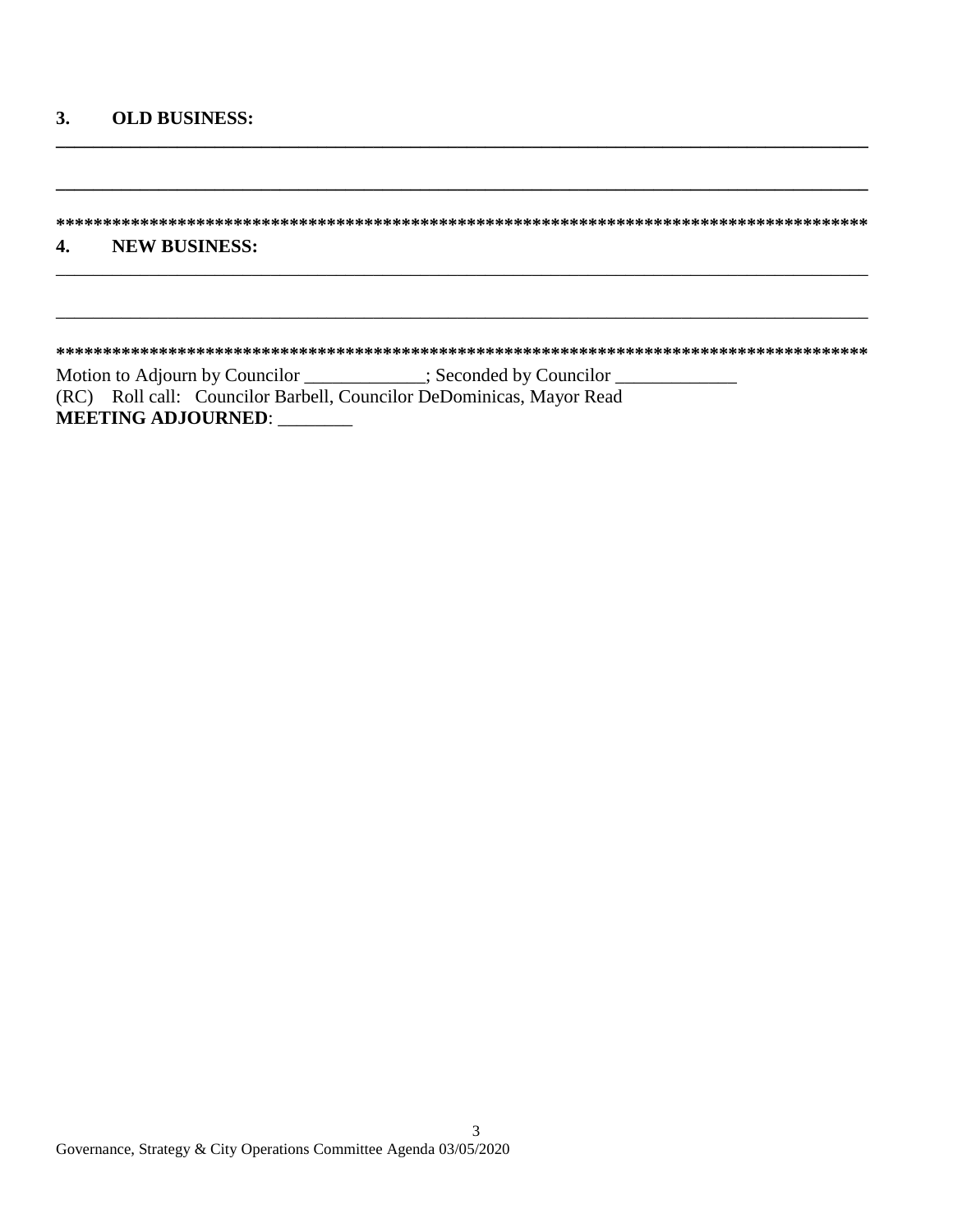## 3. OLD BUSINESS:

_______________________________________________________________________________

_______________________________________________________________________________

*****************************************************************************************

## 4. NEW BUSINESS:

_______________________________________________________________________________

_______________________________________________________________________________

*****************************************************************************************

Motion to Adjourn by Councilor _____________; Seconded by Councilor _____________

(RC) Roll call: Councilor Barbell, Councilor DeDominicas, Mayor Read

**MEETING ADJOURNED**: ________